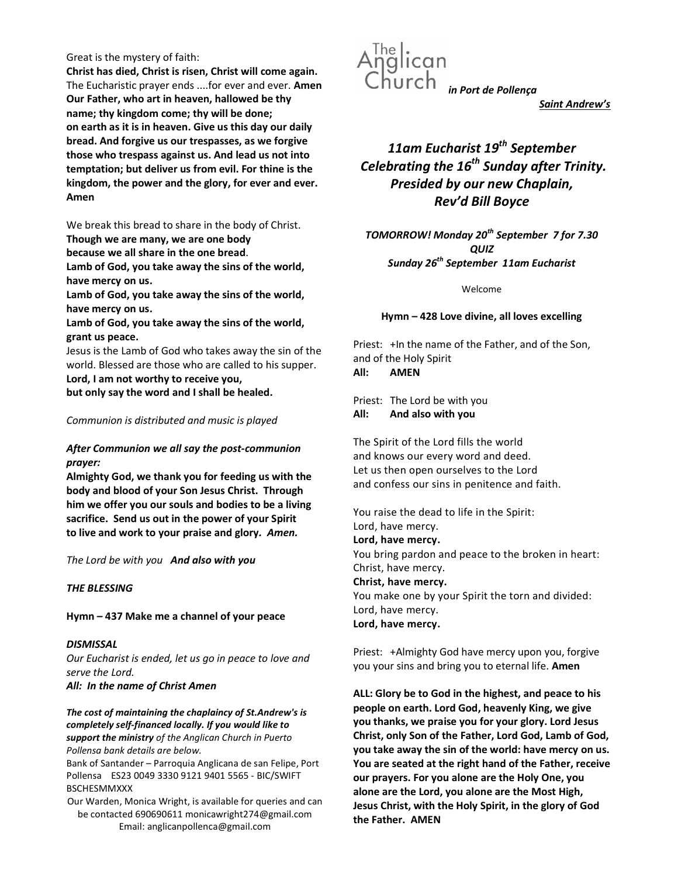# The Anglican Church *in Port de Pollença*

***Saint Andrew's***

## *11am Eucharist 19th September Celebrating the 16th Sunday after Trinity. Presided by our new Chaplain, Rev'd Bill Boyce*

***TOMORROW! Monday 20th September 7 for 7.30 QUIZ***
***Sunday 26th September 11am Eucharist***

Welcome

**Hymn – 428 Love divine, all loves excelling**

Priest: +In the name of the Father, and of the Son, and of the Holy Spirit
**All: AMEN**

Priest: The Lord be with you
**All: And also with you**

The Spirit of the Lord fills the world
and knows our every word and deed.
Let us then open ourselves to the Lord
and confess our sins in penitence and faith.

You raise the dead to life in the Spirit:
Lord, have mercy.
**Lord, have mercy.**
You bring pardon and peace to the broken in heart:
Christ, have mercy.
**Christ, have mercy.**
You make one by your Spirit the torn and divided:
Lord, have mercy.
**Lord, have mercy.**

Priest: +Almighty God have mercy upon you, forgive you your sins and bring you to eternal life. **Amen**

**ALL: Glory be to God in the highest, and peace to his people on earth. Lord God, heavenly King, we give you thanks, we praise you for your glory. Lord Jesus Christ, only Son of the Father, Lord God, Lamb of God, you take away the sin of the world: have mercy on us. You are seated at the right hand of the Father, receive our prayers. For you alone are the Holy One, you alone are the Lord, you alone are the Most High, Jesus Christ, with the Holy Spirit, in the glory of God the Father. AMEN**

Great is the mystery of faith:
**Christ has died, Christ is risen, Christ will come again.**
The Eucharistic prayer ends ....for ever and ever. **Amen**
**Our Father, who art in heaven, hallowed be thy name; thy kingdom come; thy will be done; on earth as it is in heaven. Give us this day our daily bread. And forgive us our trespasses, as we forgive those who trespass against us. And lead us not into temptation; but deliver us from evil. For thine is the kingdom, the power and the glory, for ever and ever. Amen**

We break this bread to share in the body of Christ.
**Though we are many, we are one body**
**because we all share in the one bread**.
**Lamb of God, you take away the sins of the world, have mercy on us.**
**Lamb of God, you take away the sins of the world, have mercy on us.**
**Lamb of God, you take away the sins of the world, grant us peace.**
Jesus is the Lamb of God who takes away the sin of the world. Blessed are those who are called to his supper.
**Lord, I am not worthy to receive you,**
**but only say the word and I shall be healed.**

*Communion is distributed and music is played*

***After Communion we all say the post-communion prayer:***
**Almighty God, we thank you for feeding us with the body and blood of your Son Jesus Christ. Through him we offer you our souls and bodies to be a living sacrifice. Send us out in the power of your Spirit to live and work to your praise and glory.** ***Amen.***

*The Lord be with you* ***And also with you***

***THE BLESSING***

**Hymn – 437 Make me a channel of your peace**

***DISMISSAL***
*Our Eucharist is ended, let us go in peace to love and serve the Lord.*
***All: In the name of Christ Amen***

***The cost of maintaining the chaplaincy of St.Andrew's is completely self-financed locally. If you would like to support the ministry*** *of the Anglican Church in Puerto Pollensa bank details are below.*
Bank of Santander – Parroquia Anglicana de san Felipe, Port Pollensa ES23 0049 3330 9121 9401 5565 - BIC/SWIFT BSCHESMMXXX
Our Warden, Monica Wright, is available for queries and can be contacted 690690611 monicawright274@gmail.com
Email: anglicanpollenca@gmail.com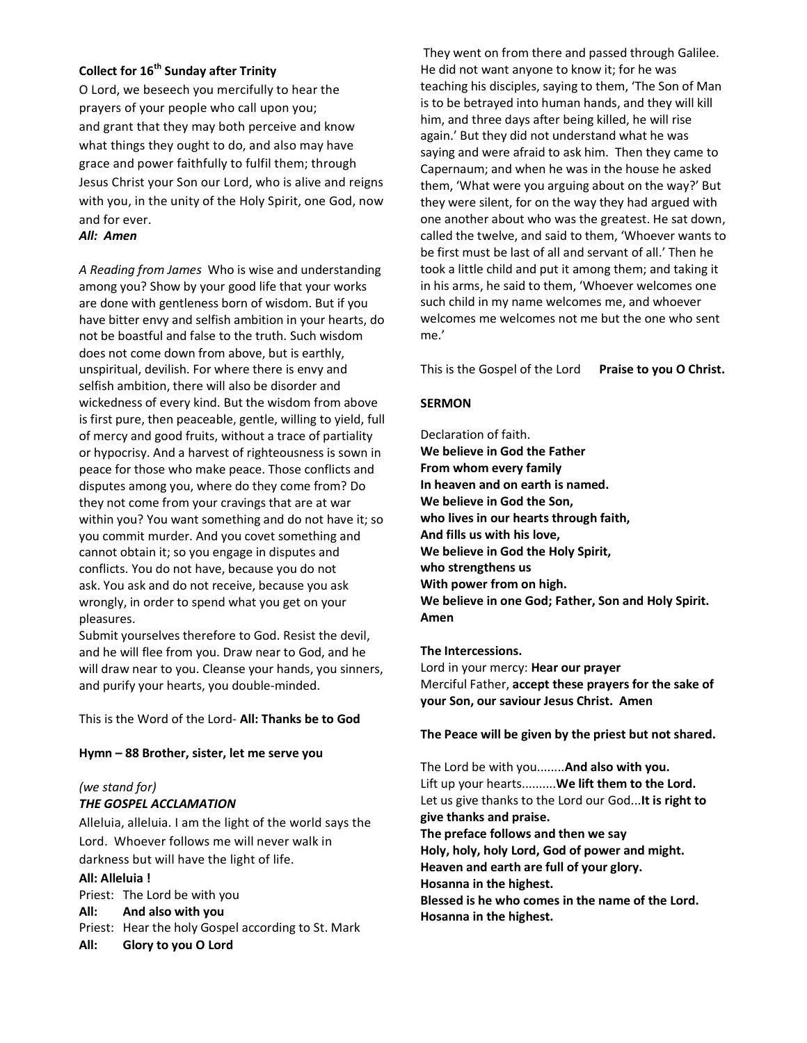**Collect for 16th Sunday after Trinity**

O Lord, we beseech you mercifully to hear the prayers of your people who call upon you; and grant that they may both perceive and know what things they ought to do, and also may have grace and power faithfully to fulfil them; through Jesus Christ your Son our Lord, who is alive and reigns with you, in the unity of the Holy Spirit, one God, now and for ever.

***All: Amen***

*A Reading from James* Who is wise and understanding among you? Show by your good life that your works are done with gentleness born of wisdom. But if you have bitter envy and selfish ambition in your hearts, do not be boastful and false to the truth. Such wisdom does not come down from above, but is earthly, unspiritual, devilish. For where there is envy and selfish ambition, there will also be disorder and wickedness of every kind. But the wisdom from above is first pure, then peaceable, gentle, willing to yield, full of mercy and good fruits, without a trace of partiality or hypocrisy. And a harvest of righteousness is sown in peace for those who make peace. Those conflicts and disputes among you, where do they come from? Do they not come from your cravings that are at war within you? You want something and do not have it; so you commit murder. And you covet something and cannot obtain it; so you engage in disputes and conflicts. You do not have, because you do not ask. You ask and do not receive, because you ask wrongly, in order to spend what you get on your pleasures.

Submit yourselves therefore to God. Resist the devil, and he will flee from you. Draw near to God, and he will draw near to you. Cleanse your hands, you sinners, and purify your hearts, you double-minded.

This is the Word of the Lord- **All: Thanks be to God**

**Hymn – 88 Brother, sister, let me serve you**

*(we stand for)*

***THE GOSPEL ACCLAMATION***

Alleluia, alleluia. I am the light of the world says the Lord. Whoever follows me will never walk in darkness but will have the light of life.

**All: Alleluia !**

Priest: The Lord be with you

**All: And also with you**

Priest: Hear the holy Gospel according to St. Mark

**All: Glory to you O Lord**

They went on from there and passed through Galilee. He did not want anyone to know it; for he was teaching his disciples, saying to them, 'The Son of Man is to be betrayed into human hands, and they will kill him, and three days after being killed, he will rise again.' But they did not understand what he was saying and were afraid to ask him. Then they came to Capernaum; and when he was in the house he asked them, 'What were you arguing about on the way?' But they were silent, for on the way they had argued with one another about who was the greatest. He sat down, called the twelve, and said to them, 'Whoever wants to be first must be last of all and servant of all.' Then he took a little child and put it among them; and taking it in his arms, he said to them, 'Whoever welcomes one such child in my name welcomes me, and whoever welcomes me welcomes not me but the one who sent me.'

This is the Gospel of the Lord **Praise to you O Christ.**

**SERMON**

Declaration of faith.

**We believe in God the Father**
**From whom every family**
**In heaven and on earth is named.**
**We believe in God the Son,**
**who lives in our hearts through faith,**
**And fills us with his love,**
**We believe in God the Holy Spirit,**
**who strengthens us**
**With power from on high.**
**We believe in one God; Father, Son and Holy Spirit.**
**Amen**

**The Intercessions.**

Lord in your mercy: **Hear our prayer**

Merciful Father, **accept these prayers for the sake of your Son, our saviour Jesus Christ. Amen**

**The Peace will be given by the priest but not shared.**

The Lord be with you........**And also with you.**

Lift up your hearts..........**We lift them to the Lord.**

Let us give thanks to the Lord our God...**It is right to give thanks and praise.**

**The preface follows and then we say**
**Holy, holy, holy Lord, God of power and might.**
**Heaven and earth are full of your glory.**
**Hosanna in the highest.**
**Blessed is he who comes in the name of the Lord.**
**Hosanna in the highest.**